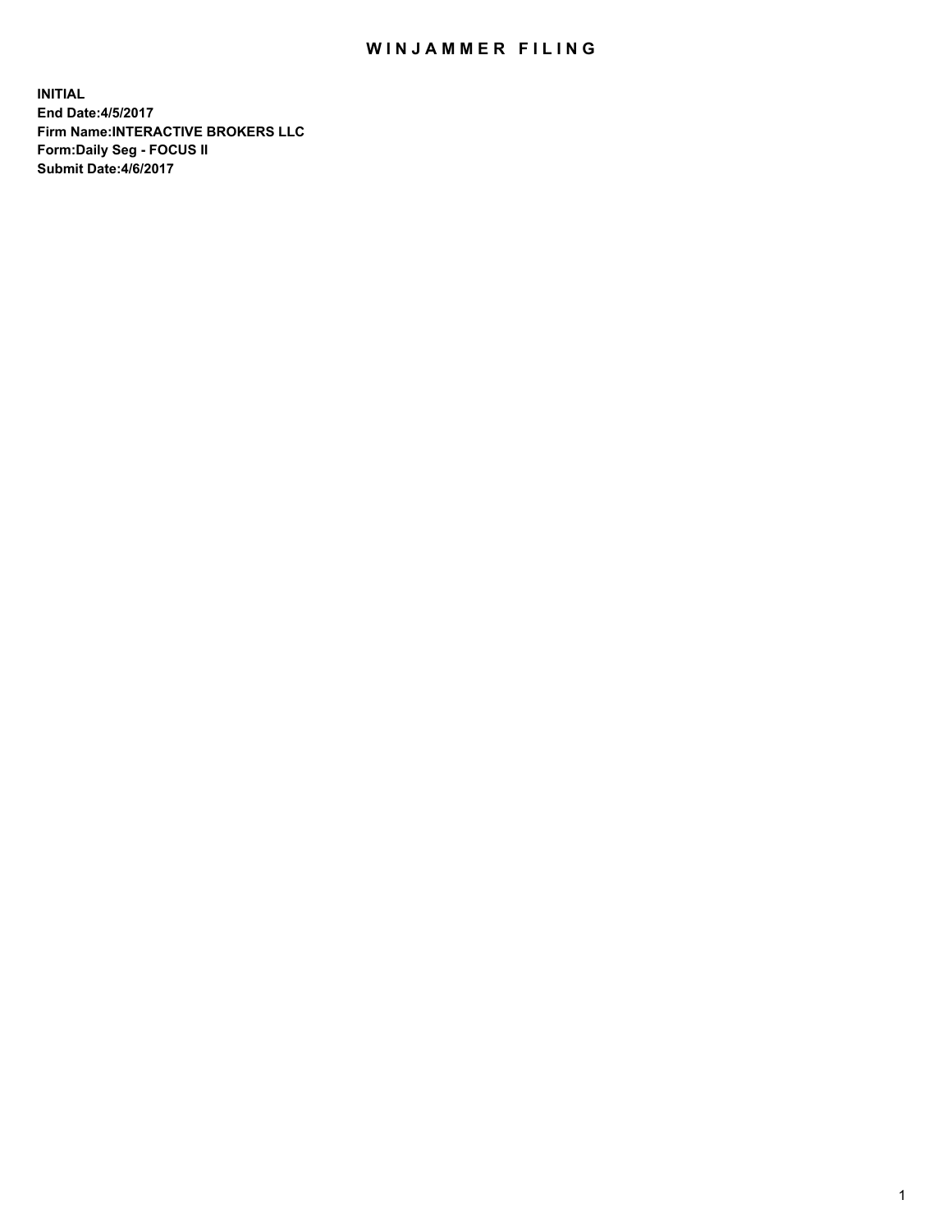# WINJAMMER FILING

**INITIAL**
**End Date:4/5/2017**
**Firm Name:INTERACTIVE BROKERS LLC**
**Form:Daily Seg - FOCUS II**
**Submit Date:4/6/2017**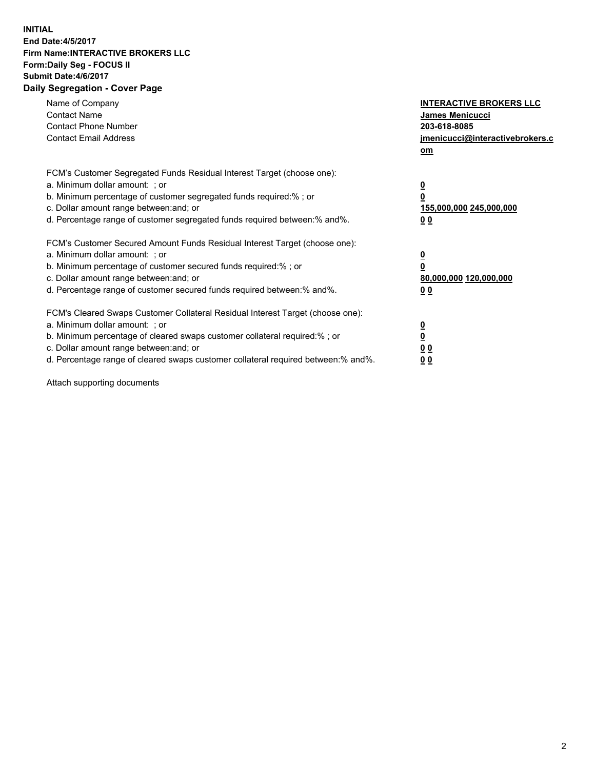**INITIAL**
**End Date:4/5/2017**
**Firm Name:INTERACTIVE BROKERS LLC**
**Form:Daily Seg - FOCUS II**
**Submit Date:4/6/2017**
**Daily Segregation - Cover Page**

| | |
|---|---|
| Name of Company | **INTERACTIVE BROKERS LLC** |
| Contact Name | **James Menicucci** |
| Contact Phone Number | **203-618-8085** |
| Contact Email Address | **jmenicucci@interactivebrokers.com** |

FCM's Customer Segregated Funds Residual Interest Target (choose one):

| | |
|---|---|
| a. Minimum dollar amount: ; or | **0** |
| b. Minimum percentage of customer segregated funds required:% ; or | **0** |
| c. Dollar amount range between:and; or | **155,000,000 245,000,000** |
| d. Percentage range of customer segregated funds required between:% and%. | **0 0** |

FCM's Customer Secured Amount Funds Residual Interest Target (choose one):

| | |
|---|---|
| a. Minimum dollar amount: ; or | **0** |
| b. Minimum percentage of customer secured funds required:% ; or | **0** |
| c. Dollar amount range between:and; or | **80,000,000 120,000,000** |
| d. Percentage range of customer secured funds required between:% and%. | **0 0** |

FCM's Cleared Swaps Customer Collateral Residual Interest Target (choose one):

| | |
|---|---|
| a. Minimum dollar amount: ; or | **0** |
| b. Minimum percentage of cleared swaps customer collateral required:% ; or | **0** |
| c. Dollar amount range between:and; or | **0 0** |
| d. Percentage range of cleared swaps customer collateral required between:% and%. | **0 0** |

Attach supporting documents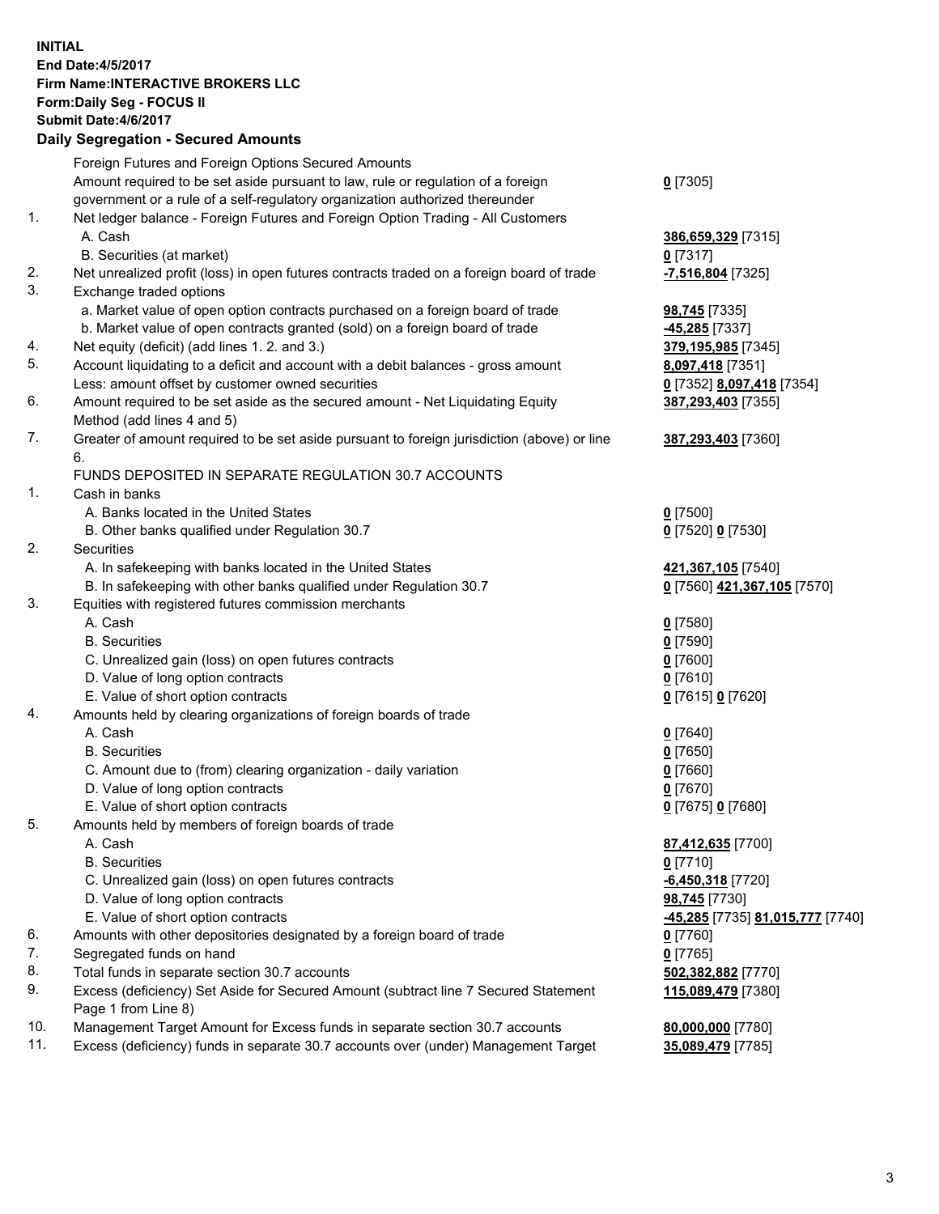**INITIAL**
**End Date:4/5/2017**
**Firm Name:INTERACTIVE BROKERS LLC**
**Form:Daily Seg - FOCUS II**
**Submit Date:4/6/2017**

## Daily Segregation - Secured Amounts

| | | |
|---|---|---|
| | Foreign Futures and Foreign Options Secured Amounts | |
| | Amount required to be set aside pursuant to law, rule or regulation of a foreign government or a rule of a self-regulatory organization authorized thereunder | **0** [7305] |
| 1. | Net ledger balance - Foreign Futures and Foreign Option Trading - All Customers | |
| | A. Cash | **386,659,329** [7315] |
| | B. Securities (at market) | **0** [7317] |
| 2. | Net unrealized profit (loss) in open futures contracts traded on a foreign board of trade | **-7,516,804** [7325] |
| 3. | Exchange traded options | |
| | a. Market value of open option contracts purchased on a foreign board of trade | **98,745** [7335] |
| | b. Market value of open contracts granted (sold) on a foreign board of trade | **-45,285** [7337] |
| 4. | Net equity (deficit) (add lines 1. 2. and 3.) | **379,195,985** [7345] |
| 5. | Account liquidating to a deficit and account with a debit balances - gross amount | **8,097,418** [7351] |
| | Less: amount offset by customer owned securities | **0** [7352] **8,097,418** [7354] |
| 6. | Amount required to be set aside as the secured amount - Net Liquidating Equity Method (add lines 4 and 5) | **387,293,403** [7355] |
| 7. | Greater of amount required to be set aside pursuant to foreign jurisdiction (above) or line 6. | **387,293,403** [7360] |
| | FUNDS DEPOSITED IN SEPARATE REGULATION 30.7 ACCOUNTS | |
| 1. | Cash in banks | |
| | A. Banks located in the United States | **0** [7500] |
| | B. Other banks qualified under Regulation 30.7 | **0** [7520] **0** [7530] |
| 2. | Securities | |
| | A. In safekeeping with banks located in the United States | **421,367,105** [7540] |
| | B. In safekeeping with other banks qualified under Regulation 30.7 | **0** [7560] **421,367,105** [7570] |
| 3. | Equities with registered futures commission merchants | |
| | A. Cash | **0** [7580] |
| | B. Securities | **0** [7590] |
| | C. Unrealized gain (loss) on open futures contracts | **0** [7600] |
| | D. Value of long option contracts | **0** [7610] |
| | E. Value of short option contracts | **0** [7615] **0** [7620] |
| 4. | Amounts held by clearing organizations of foreign boards of trade | |
| | A. Cash | **0** [7640] |
| | B. Securities | **0** [7650] |
| | C. Amount due to (from) clearing organization - daily variation | **0** [7660] |
| | D. Value of long option contracts | **0** [7670] |
| | E. Value of short option contracts | **0** [7675] **0** [7680] |
| 5. | Amounts held by members of foreign boards of trade | |
| | A. Cash | **87,412,635** [7700] |
| | B. Securities | **0** [7710] |
| | C. Unrealized gain (loss) on open futures contracts | **-6,450,318** [7720] |
| | D. Value of long option contracts | **98,745** [7730] |
| | E. Value of short option contracts | **-45,285** [7735] **81,015,777** [7740] |
| 6. | Amounts with other depositories designated by a foreign board of trade | **0** [7760] |
| 7. | Segregated funds on hand | **0** [7765] |
| 8. | Total funds in separate section 30.7 accounts | **502,382,882** [7770] |
| 9. | Excess (deficiency) Set Aside for Secured Amount (subtract line 7 Secured Statement Page 1 from Line 8) | **115,089,479** [7380] |
| 10. | Management Target Amount for Excess funds in separate section 30.7 accounts | **80,000,000** [7780] |
| 11. | Excess (deficiency) funds in separate 30.7 accounts over (under) Management Target | **35,089,479** [7785] |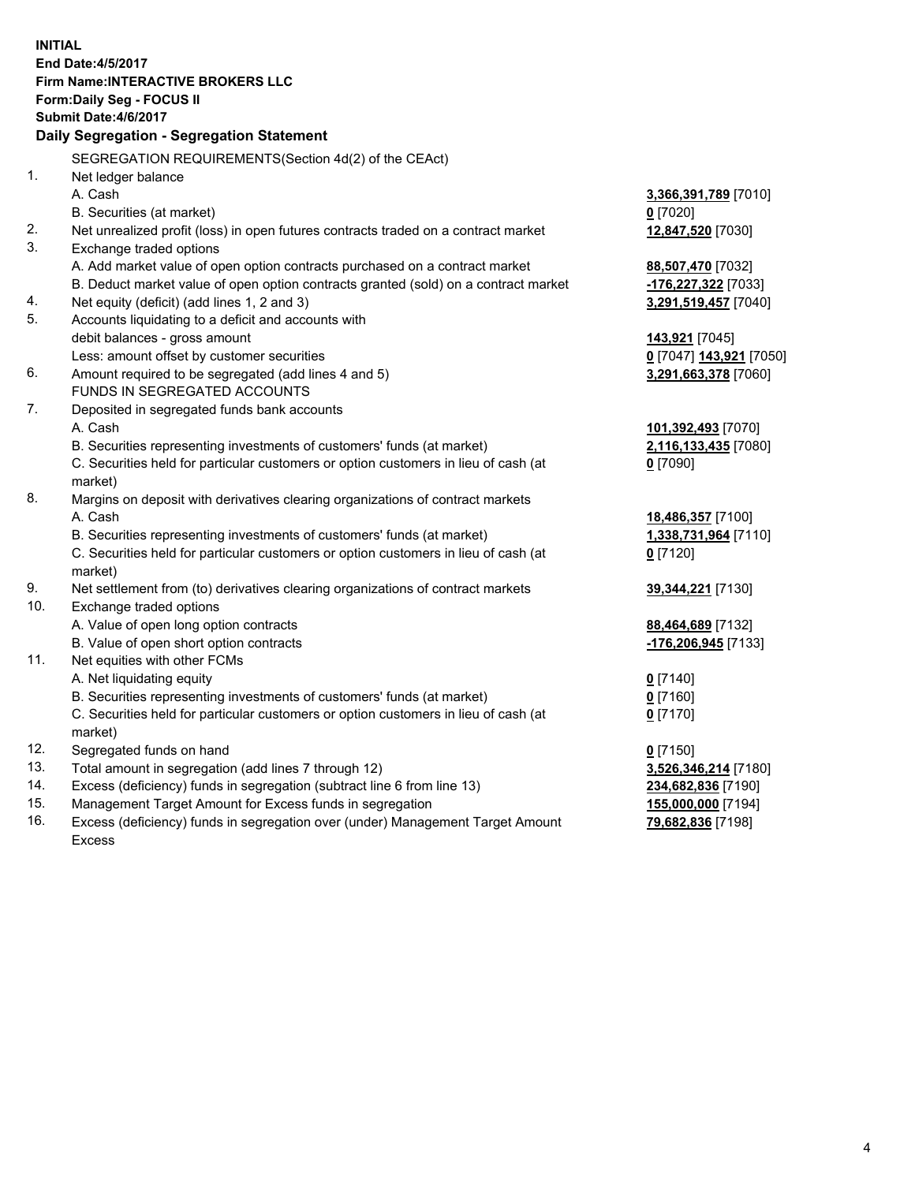**INITIAL**
**End Date:4/5/2017**
**Firm Name:INTERACTIVE BROKERS LLC**
**Form:Daily Seg - FOCUS II**
**Submit Date:4/6/2017**

## Daily Segregation - Segregation Statement

SEGREGATION REQUIREMENTS(Section 4d(2) of the CEAct)

| | | |
|---|---|---|
| 1. | Net ledger balance | |
| | A. Cash | **3,366,391,789** [7010] |
| | B. Securities (at market) | **0** [7020] |
| 2. | Net unrealized profit (loss) in open futures contracts traded on a contract market | **12,847,520** [7030] |
| 3. | Exchange traded options | |
| | A. Add market value of open option contracts purchased on a contract market | **88,507,470** [7032] |
| | B. Deduct market value of open option contracts granted (sold) on a contract market | **-176,227,322** [7033] |
| 4. | Net equity (deficit) (add lines 1, 2 and 3) | **3,291,519,457** [7040] |
| 5. | Accounts liquidating to a deficit and accounts with debit balances - gross amount | **143,921** [7045] |
| | Less: amount offset by customer securities | **0** [7047] **143,921** [7050] |
| 6. | Amount required to be segregated (add lines 4 and 5) | **3,291,663,378** [7060] |
| | FUNDS IN SEGREGATED ACCOUNTS | |
| 7. | Deposited in segregated funds bank accounts | |
| | A. Cash | **101,392,493** [7070] |
| | B. Securities representing investments of customers' funds (at market) | **2,116,133,435** [7080] |
| | C. Securities held for particular customers or option customers in lieu of cash (at market) | **0** [7090] |
| 8. | Margins on deposit with derivatives clearing organizations of contract markets | |
| | A. Cash | **18,486,357** [7100] |
| | B. Securities representing investments of customers' funds (at market) | **1,338,731,964** [7110] |
| | C. Securities held for particular customers or option customers in lieu of cash (at market) | **0** [7120] |
| 9. | Net settlement from (to) derivatives clearing organizations of contract markets | **39,344,221** [7130] |
| 10. | Exchange traded options | |
| | A. Value of open long option contracts | **88,464,689** [7132] |
| | B. Value of open short option contracts | **-176,206,945** [7133] |
| 11. | Net equities with other FCMs | |
| | A. Net liquidating equity | **0** [7140] |
| | B. Securities representing investments of customers' funds (at market) | **0** [7160] |
| | C. Securities held for particular customers or option customers in lieu of cash (at market) | **0** [7170] |
| 12. | Segregated funds on hand | **0** [7150] |
| 13. | Total amount in segregation (add lines 7 through 12) | **3,526,346,214** [7180] |
| 14. | Excess (deficiency) funds in segregation (subtract line 6 from line 13) | **234,682,836** [7190] |
| 15. | Management Target Amount for Excess funds in segregation | **155,000,000** [7194] |
| 16. | Excess (deficiency) funds in segregation over (under) Management Target Amount Excess | **79,682,836** [7198] |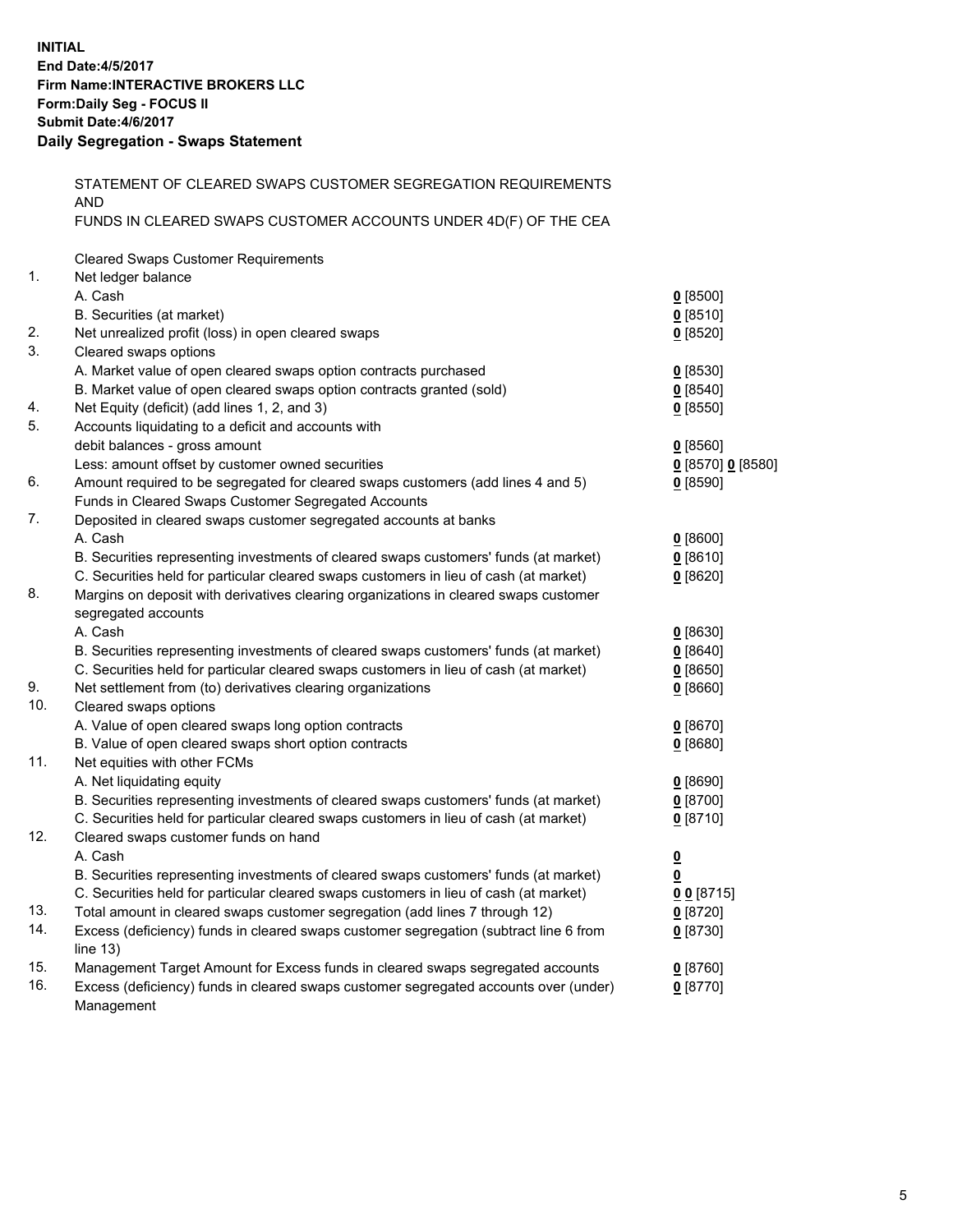**INITIAL**
**End Date:4/5/2017**
**Firm Name:INTERACTIVE BROKERS LLC**
**Form:Daily Seg - FOCUS II**
**Submit Date:4/6/2017**
**Daily Segregation - Swaps Statement**

STATEMENT OF CLEARED SWAPS CUSTOMER SEGREGATION REQUIREMENTS
AND
FUNDS IN CLEARED SWAPS CUSTOMER ACCOUNTS UNDER 4D(F) OF THE CEA

| | | |
|---|---|---|
| | Cleared Swaps Customer Requirements | |
| 1. | Net ledger balance | |
| | A. Cash | 0 [8500] |
| | B. Securities (at market) | 0 [8510] |
| 2. | Net unrealized profit (loss) in open cleared swaps | 0 [8520] |
| 3. | Cleared swaps options | |
| | A. Market value of open cleared swaps option contracts purchased | 0 [8530] |
| | B. Market value of open cleared swaps option contracts granted (sold) | 0 [8540] |
| 4. | Net Equity (deficit) (add lines 1, 2, and 3) | 0 [8550] |
| 5. | Accounts liquidating to a deficit and accounts with | |
| | debit balances - gross amount | 0 [8560] |
| | Less: amount offset by customer owned securities | 0 [8570] 0 [8580] |
| 6. | Amount required to be segregated for cleared swaps customers (add lines 4 and 5) | 0 [8590] |
| | Funds in Cleared Swaps Customer Segregated Accounts | |
| 7. | Deposited in cleared swaps customer segregated accounts at banks | |
| | A. Cash | 0 [8600] |
| | B. Securities representing investments of cleared swaps customers' funds (at market) | 0 [8610] |
| | C. Securities held for particular cleared swaps customers in lieu of cash (at market) | 0 [8620] |
| 8. | Margins on deposit with derivatives clearing organizations in cleared swaps customer segregated accounts | |
| | A. Cash | 0 [8630] |
| | B. Securities representing investments of cleared swaps customers' funds (at market) | 0 [8640] |
| | C. Securities held for particular cleared swaps customers in lieu of cash (at market) | 0 [8650] |
| 9. | Net settlement from (to) derivatives clearing organizations | 0 [8660] |
| 10. | Cleared swaps options | |
| | A. Value of open cleared swaps long option contracts | 0 [8670] |
| | B. Value of open cleared swaps short option contracts | 0 [8680] |
| 11. | Net equities with other FCMs | |
| | A. Net liquidating equity | 0 [8690] |
| | B. Securities representing investments of cleared swaps customers' funds (at market) | 0 [8700] |
| | C. Securities held for particular cleared swaps customers in lieu of cash (at market) | 0 [8710] |
| 12. | Cleared swaps customer funds on hand | |
| | A. Cash | 0 |
| | B. Securities representing investments of cleared swaps customers' funds (at market) | 0 |
| | C. Securities held for particular cleared swaps customers in lieu of cash (at market) | 0 0 [8715] |
| 13. | Total amount in cleared swaps customer segregation (add lines 7 through 12) | 0 [8720] |
| 14. | Excess (deficiency) funds in cleared swaps customer segregation (subtract line 6 from line 13) | 0 [8730] |
| 15. | Management Target Amount for Excess funds in cleared swaps segregated accounts | 0 [8760] |
| 16. | Excess (deficiency) funds in cleared swaps customer segregated accounts over (under) Management | 0 [8770] |